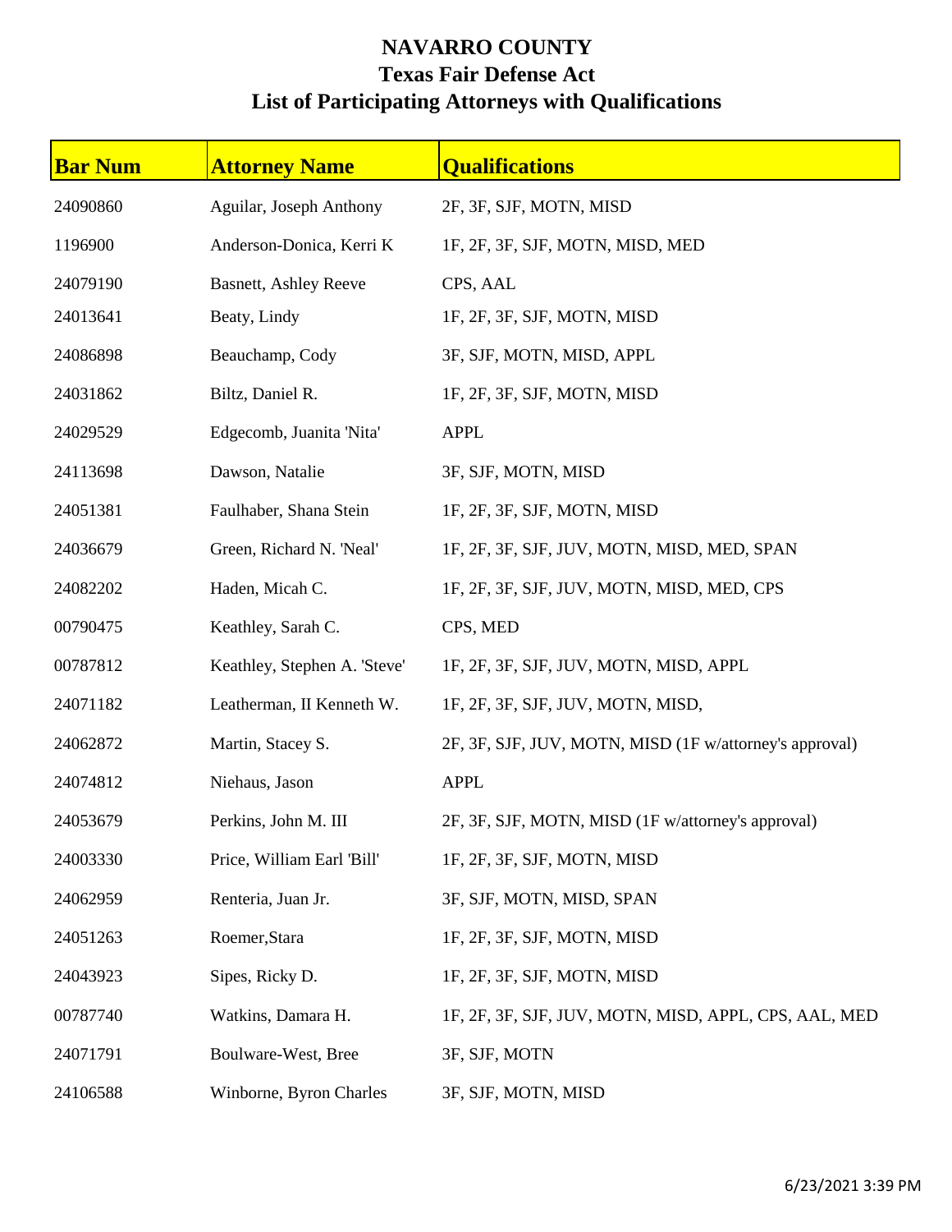# NAVARRO COUNTY

## Texas Fair Defense Act

## List of Participating Attorneys with Qualifications

| Bar Num | Attorney Name | Qualifications |
|---|---|---|
| 24090860 | Aguilar, Joseph Anthony | 2F, 3F, SJF, MOTN, MISD |
| 1196900 | Anderson-Donica, Kerri K | 1F, 2F, 3F, SJF, MOTN, MISD, MED |
| 24079190 | Basnett, Ashley Reeve | CPS, AAL |
| 24013641 | Beaty, Lindy | 1F, 2F, 3F, SJF, MOTN, MISD |
| 24086898 | Beauchamp, Cody | 3F, SJF, MOTN, MISD, APPL |
| 24031862 | Biltz, Daniel R. | 1F, 2F, 3F, SJF, MOTN, MISD |
| 24029529 | Edgecomb, Juanita 'Nita' | APPL |
| 24113698 | Dawson, Natalie | 3F, SJF, MOTN, MISD |
| 24051381 | Faulhaber, Shana Stein | 1F, 2F, 3F, SJF, MOTN, MISD |
| 24036679 | Green, Richard N. 'Neal' | 1F, 2F, 3F, SJF, JUV, MOTN, MISD, MED, SPAN |
| 24082202 | Haden, Micah C. | 1F, 2F, 3F, SJF, JUV, MOTN, MISD, MED, CPS |
| 00790475 | Keathley, Sarah C. | CPS, MED |
| 00787812 | Keathley, Stephen A. 'Steve' | 1F, 2F, 3F, SJF, JUV, MOTN, MISD, APPL |
| 24071182 | Leatherman, II Kenneth W. | 1F, 2F, 3F, SJF, JUV, MOTN, MISD, |
| 24062872 | Martin, Stacey S. | 2F, 3F, SJF, JUV, MOTN, MISD (1F w/attorney's approval) |
| 24074812 | Niehaus, Jason | APPL |
| 24053679 | Perkins, John M. III | 2F, 3F, SJF, MOTN, MISD (1F w/attorney's approval) |
| 24003330 | Price, William Earl 'Bill' | 1F, 2F, 3F, SJF, MOTN, MISD |
| 24062959 | Renteria, Juan Jr. | 3F, SJF, MOTN, MISD, SPAN |
| 24051263 | Roemer,Stara | 1F, 2F, 3F, SJF, MOTN, MISD |
| 24043923 | Sipes, Ricky D. | 1F, 2F, 3F, SJF, MOTN, MISD |
| 00787740 | Watkins, Damara H. | 1F, 2F, 3F, SJF, JUV, MOTN, MISD, APPL, CPS, AAL, MED |
| 24071791 | Boulware-West, Bree | 3F, SJF, MOTN |
| 24106588 | Winborne, Byron Charles | 3F, SJF, MOTN, MISD |

6/23/2021 3:39 PM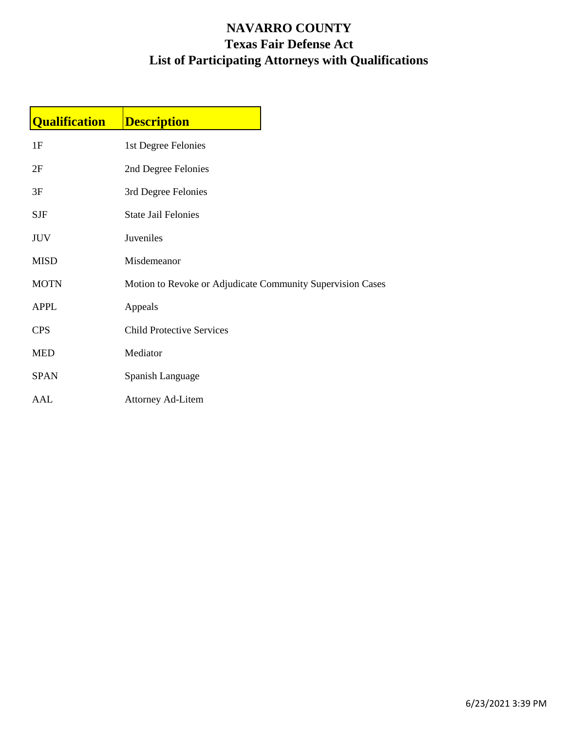# NAVARRO COUNTY

## Texas Fair Defense Act

## List of Participating Attorneys with Qualifications

| Qualification | Description |
|---|---|
| 1F | 1st Degree Felonies |
| 2F | 2nd Degree Felonies |
| 3F | 3rd Degree Felonies |
| SJF | State Jail Felonies |
| JUV | Juveniles |
| MISD | Misdemeanor |
| MOTN | Motion to Revoke or Adjudicate Community Supervision Cases |
| APPL | Appeals |
| CPS | Child Protective Services |
| MED | Mediator |
| SPAN | Spanish Language |
| AAL | Attorney Ad-Litem |

6/23/2021 3:39 PM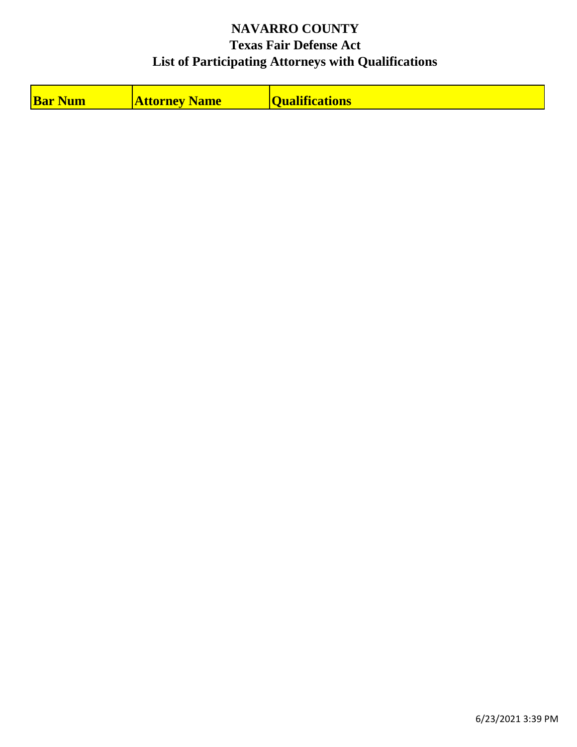# NAVARRO COUNTY

## Texas Fair Defense Act

## List of Participating Attorneys with Qualifications

| Bar Num | Attorney Name | Qualifications |
|---|---|---|

6/23/2021 3:39 PM